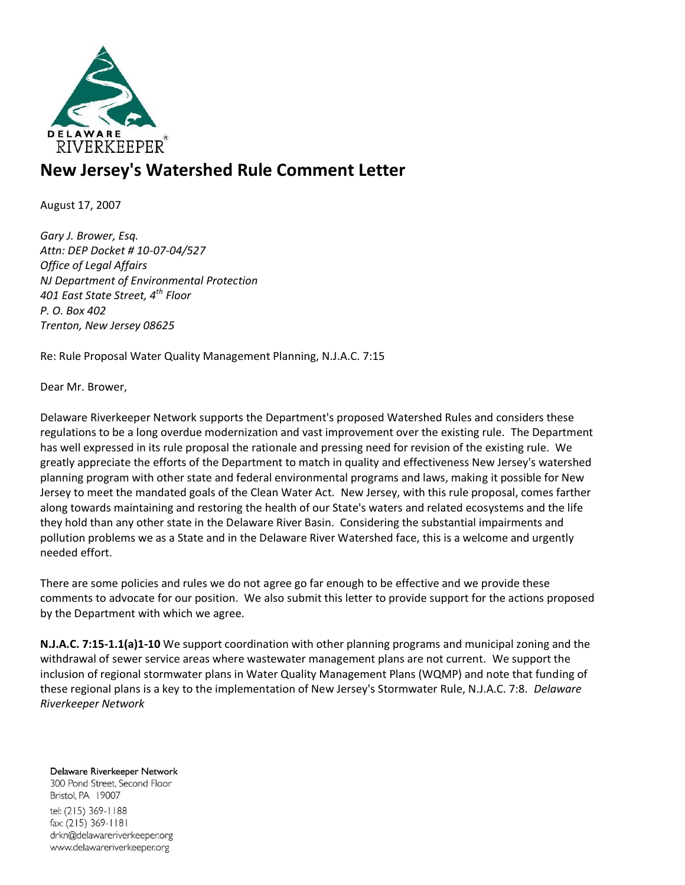DELAWARE RIVERKEEPER®

# New Jersey's Watershed Rule Comment Letter

August 17, 2007

*Gary J. Brower, Esq.*
*Attn: DEP Docket # 10-07-04/527*
*Office of Legal Affairs*
*NJ Department of Environmental Protection*
*401 East State Street, 4th Floor*
*P. O. Box 402*
*Trenton, New Jersey 08625*

Re: Rule Proposal Water Quality Management Planning, N.J.A.C. 7:15

Dear Mr. Brower,

Delaware Riverkeeper Network supports the Department's proposed Watershed Rules and considers these regulations to be a long overdue modernization and vast improvement over the existing rule. The Department has well expressed in its rule proposal the rationale and pressing need for revision of the existing rule. We greatly appreciate the efforts of the Department to match in quality and effectiveness New Jersey's watershed planning program with other state and federal environmental programs and laws, making it possible for New Jersey to meet the mandated goals of the Clean Water Act. New Jersey, with this rule proposal, comes farther along towards maintaining and restoring the health of our State's waters and related ecosystems and the life they hold than any other state in the Delaware River Basin. Considering the substantial impairments and pollution problems we as a State and in the Delaware River Watershed face, this is a welcome and urgently needed effort.

There are some policies and rules we do not agree go far enough to be effective and we provide these comments to advocate for our position. We also submit this letter to provide support for the actions proposed by the Department with which we agree.

**N.J.A.C. 7:15-1.1(a)1-10** We support coordination with other planning programs and municipal zoning and the withdrawal of sewer service areas where wastewater management plans are not current. We support the inclusion of regional stormwater plans in Water Quality Management Plans (WQMP) and note that funding of these regional plans is a key to the implementation of New Jersey's Stormwater Rule, N.J.A.C. 7:8. *Delaware Riverkeeper Network*

Delaware Riverkeeper Network
300 Pond Street, Second Floor
Bristol, PA 19007
tel: (215) 369-1188
fax: (215) 369-1181
drkn@delawareriverkeeper.org
www.delawareriverkeeper.org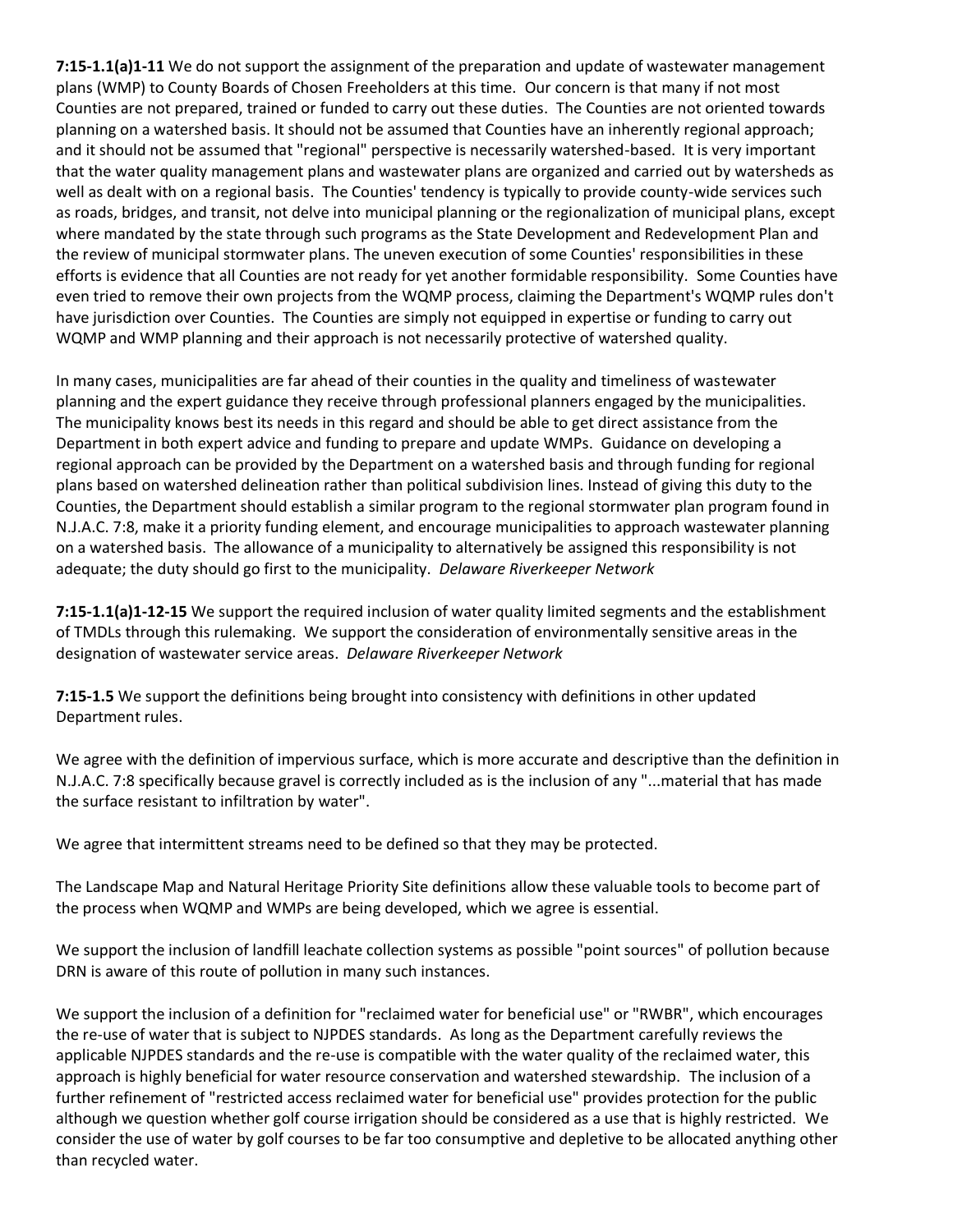**7:15-1.1(a)1-11** We do not support the assignment of the preparation and update of wastewater management plans (WMP) to County Boards of Chosen Freeholders at this time. Our concern is that many if not most Counties are not prepared, trained or funded to carry out these duties. The Counties are not oriented towards planning on a watershed basis. It should not be assumed that Counties have an inherently regional approach; and it should not be assumed that "regional" perspective is necessarily watershed-based. It is very important that the water quality management plans and wastewater plans are organized and carried out by watersheds as well as dealt with on a regional basis. The Counties' tendency is typically to provide county-wide services such as roads, bridges, and transit, not delve into municipal planning or the regionalization of municipal plans, except where mandated by the state through such programs as the State Development and Redevelopment Plan and the review of municipal stormwater plans. The uneven execution of some Counties' responsibilities in these efforts is evidence that all Counties are not ready for yet another formidable responsibility. Some Counties have even tried to remove their own projects from the WQMP process, claiming the Department's WQMP rules don't have jurisdiction over Counties. The Counties are simply not equipped in expertise or funding to carry out WQMP and WMP planning and their approach is not necessarily protective of watershed quality.

In many cases, municipalities are far ahead of their counties in the quality and timeliness of wastewater planning and the expert guidance they receive through professional planners engaged by the municipalities. The municipality knows best its needs in this regard and should be able to get direct assistance from the Department in both expert advice and funding to prepare and update WMPs. Guidance on developing a regional approach can be provided by the Department on a watershed basis and through funding for regional plans based on watershed delineation rather than political subdivision lines. Instead of giving this duty to the Counties, the Department should establish a similar program to the regional stormwater plan program found in N.J.A.C. 7:8, make it a priority funding element, and encourage municipalities to approach wastewater planning on a watershed basis. The allowance of a municipality to alternatively be assigned this responsibility is not adequate; the duty should go first to the municipality. *Delaware Riverkeeper Network*

**7:15-1.1(a)1-12-15** We support the required inclusion of water quality limited segments and the establishment of TMDLs through this rulemaking. We support the consideration of environmentally sensitive areas in the designation of wastewater service areas. *Delaware Riverkeeper Network*

**7:15-1.5** We support the definitions being brought into consistency with definitions in other updated Department rules.

We agree with the definition of impervious surface, which is more accurate and descriptive than the definition in N.J.A.C. 7:8 specifically because gravel is correctly included as is the inclusion of any "...material that has made the surface resistant to infiltration by water".

We agree that intermittent streams need to be defined so that they may be protected.

The Landscape Map and Natural Heritage Priority Site definitions allow these valuable tools to become part of the process when WQMP and WMPs are being developed, which we agree is essential.

We support the inclusion of landfill leachate collection systems as possible "point sources" of pollution because DRN is aware of this route of pollution in many such instances.

We support the inclusion of a definition for "reclaimed water for beneficial use" or "RWBR", which encourages the re-use of water that is subject to NJPDES standards. As long as the Department carefully reviews the applicable NJPDES standards and the re-use is compatible with the water quality of the reclaimed water, this approach is highly beneficial for water resource conservation and watershed stewardship. The inclusion of a further refinement of "restricted access reclaimed water for beneficial use" provides protection for the public although we question whether golf course irrigation should be considered as a use that is highly restricted. We consider the use of water by golf courses to be far too consumptive and depletive to be allocated anything other than recycled water.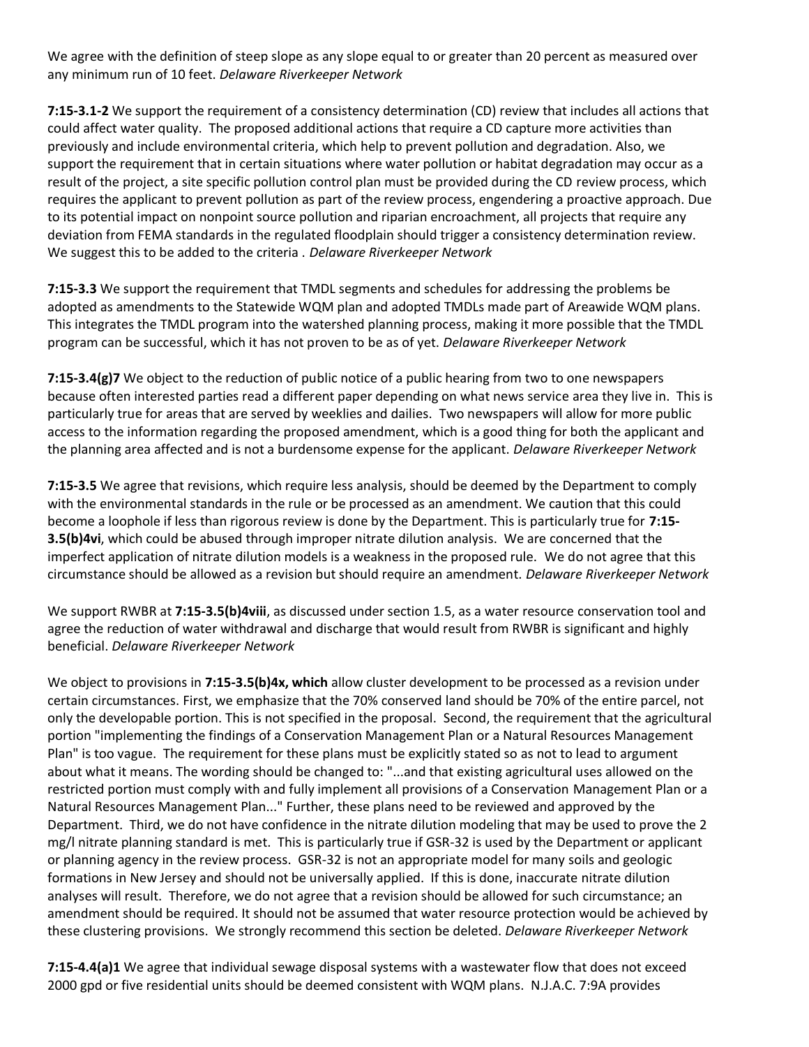We agree with the definition of steep slope as any slope equal to or greater than 20 percent as measured over any minimum run of 10 feet. *Delaware Riverkeeper Network*

**7:15-3.1-2** We support the requirement of a consistency determination (CD) review that includes all actions that could affect water quality. The proposed additional actions that require a CD capture more activities than previously and include environmental criteria, which help to prevent pollution and degradation. Also, we support the requirement that in certain situations where water pollution or habitat degradation may occur as a result of the project, a site specific pollution control plan must be provided during the CD review process, which requires the applicant to prevent pollution as part of the review process, engendering a proactive approach. Due to its potential impact on nonpoint source pollution and riparian encroachment, all projects that require any deviation from FEMA standards in the regulated floodplain should trigger a consistency determination review. We suggest this to be added to the criteria . *Delaware Riverkeeper Network*

**7:15-3.3** We support the requirement that TMDL segments and schedules for addressing the problems be adopted as amendments to the Statewide WQM plan and adopted TMDLs made part of Areawide WQM plans. This integrates the TMDL program into the watershed planning process, making it more possible that the TMDL program can be successful, which it has not proven to be as of yet. *Delaware Riverkeeper Network*

**7:15-3.4(g)7** We object to the reduction of public notice of a public hearing from two to one newspapers because often interested parties read a different paper depending on what news service area they live in. This is particularly true for areas that are served by weeklies and dailies. Two newspapers will allow for more public access to the information regarding the proposed amendment, which is a good thing for both the applicant and the planning area affected and is not a burdensome expense for the applicant. *Delaware Riverkeeper Network*

**7:15-3.5** We agree that revisions, which require less analysis, should be deemed by the Department to comply with the environmental standards in the rule or be processed as an amendment. We caution that this could become a loophole if less than rigorous review is done by the Department. This is particularly true for **7:15-3.5(b)4vi**, which could be abused through improper nitrate dilution analysis. We are concerned that the imperfect application of nitrate dilution models is a weakness in the proposed rule. We do not agree that this circumstance should be allowed as a revision but should require an amendment. *Delaware Riverkeeper Network*

We support RWBR at **7:15-3.5(b)4viii**, as discussed under section 1.5, as a water resource conservation tool and agree the reduction of water withdrawal and discharge that would result from RWBR is significant and highly beneficial. *Delaware Riverkeeper Network*

We object to provisions in **7:15-3.5(b)4x, which** allow cluster development to be processed as a revision under certain circumstances. First, we emphasize that the 70% conserved land should be 70% of the entire parcel, not only the developable portion. This is not specified in the proposal. Second, the requirement that the agricultural portion "implementing the findings of a Conservation Management Plan or a Natural Resources Management Plan" is too vague. The requirement for these plans must be explicitly stated so as not to lead to argument about what it means. The wording should be changed to: "...and that existing agricultural uses allowed on the restricted portion must comply with and fully implement all provisions of a Conservation Management Plan or a Natural Resources Management Plan..." Further, these plans need to be reviewed and approved by the Department. Third, we do not have confidence in the nitrate dilution modeling that may be used to prove the 2 mg/l nitrate planning standard is met. This is particularly true if GSR-32 is used by the Department or applicant or planning agency in the review process. GSR-32 is not an appropriate model for many soils and geologic formations in New Jersey and should not be universally applied. If this is done, inaccurate nitrate dilution analyses will result. Therefore, we do not agree that a revision should be allowed for such circumstance; an amendment should be required. It should not be assumed that water resource protection would be achieved by these clustering provisions. We strongly recommend this section be deleted. *Delaware Riverkeeper Network*

**7:15-4.4(a)1** We agree that individual sewage disposal systems with a wastewater flow that does not exceed 2000 gpd or five residential units should be deemed consistent with WQM plans. N.J.A.C. 7:9A provides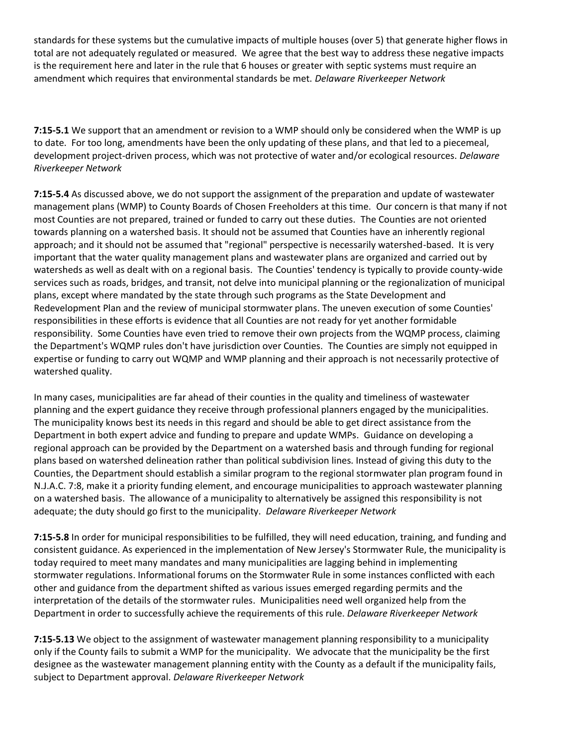standards for these systems but the cumulative impacts of multiple houses (over 5) that generate higher flows in total are not adequately regulated or measured. We agree that the best way to address these negative impacts is the requirement here and later in the rule that 6 houses or greater with septic systems must require an amendment which requires that environmental standards be met. *Delaware Riverkeeper Network*

**7:15-5.1** We support that an amendment or revision to a WMP should only be considered when the WMP is up to date. For too long, amendments have been the only updating of these plans, and that led to a piecemeal, development project-driven process, which was not protective of water and/or ecological resources. *Delaware Riverkeeper Network*

**7:15-5.4** As discussed above, we do not support the assignment of the preparation and update of wastewater management plans (WMP) to County Boards of Chosen Freeholders at this time. Our concern is that many if not most Counties are not prepared, trained or funded to carry out these duties. The Counties are not oriented towards planning on a watershed basis. It should not be assumed that Counties have an inherently regional approach; and it should not be assumed that "regional" perspective is necessarily watershed-based. It is very important that the water quality management plans and wastewater plans are organized and carried out by watersheds as well as dealt with on a regional basis. The Counties' tendency is typically to provide county-wide services such as roads, bridges, and transit, not delve into municipal planning or the regionalization of municipal plans, except where mandated by the state through such programs as the State Development and Redevelopment Plan and the review of municipal stormwater plans. The uneven execution of some Counties' responsibilities in these efforts is evidence that all Counties are not ready for yet another formidable responsibility. Some Counties have even tried to remove their own projects from the WQMP process, claiming the Department's WQMP rules don't have jurisdiction over Counties. The Counties are simply not equipped in expertise or funding to carry out WQMP and WMP planning and their approach is not necessarily protective of watershed quality.

In many cases, municipalities are far ahead of their counties in the quality and timeliness of wastewater planning and the expert guidance they receive through professional planners engaged by the municipalities. The municipality knows best its needs in this regard and should be able to get direct assistance from the Department in both expert advice and funding to prepare and update WMPs. Guidance on developing a regional approach can be provided by the Department on a watershed basis and through funding for regional plans based on watershed delineation rather than political subdivision lines. Instead of giving this duty to the Counties, the Department should establish a similar program to the regional stormwater plan program found in N.J.A.C. 7:8, make it a priority funding element, and encourage municipalities to approach wastewater planning on a watershed basis. The allowance of a municipality to alternatively be assigned this responsibility is not adequate; the duty should go first to the municipality. *Delaware Riverkeeper Network*

**7:15-5.8** In order for municipal responsibilities to be fulfilled, they will need education, training, and funding and consistent guidance. As experienced in the implementation of New Jersey's Stormwater Rule, the municipality is today required to meet many mandates and many municipalities are lagging behind in implementing stormwater regulations. Informational forums on the Stormwater Rule in some instances conflicted with each other and guidance from the department shifted as various issues emerged regarding permits and the interpretation of the details of the stormwater rules. Municipalities need well organized help from the Department in order to successfully achieve the requirements of this rule. *Delaware Riverkeeper Network*

**7:15-5.13** We object to the assignment of wastewater management planning responsibility to a municipality only if the County fails to submit a WMP for the municipality. We advocate that the municipality be the first designee as the wastewater management planning entity with the County as a default if the municipality fails, subject to Department approval. *Delaware Riverkeeper Network*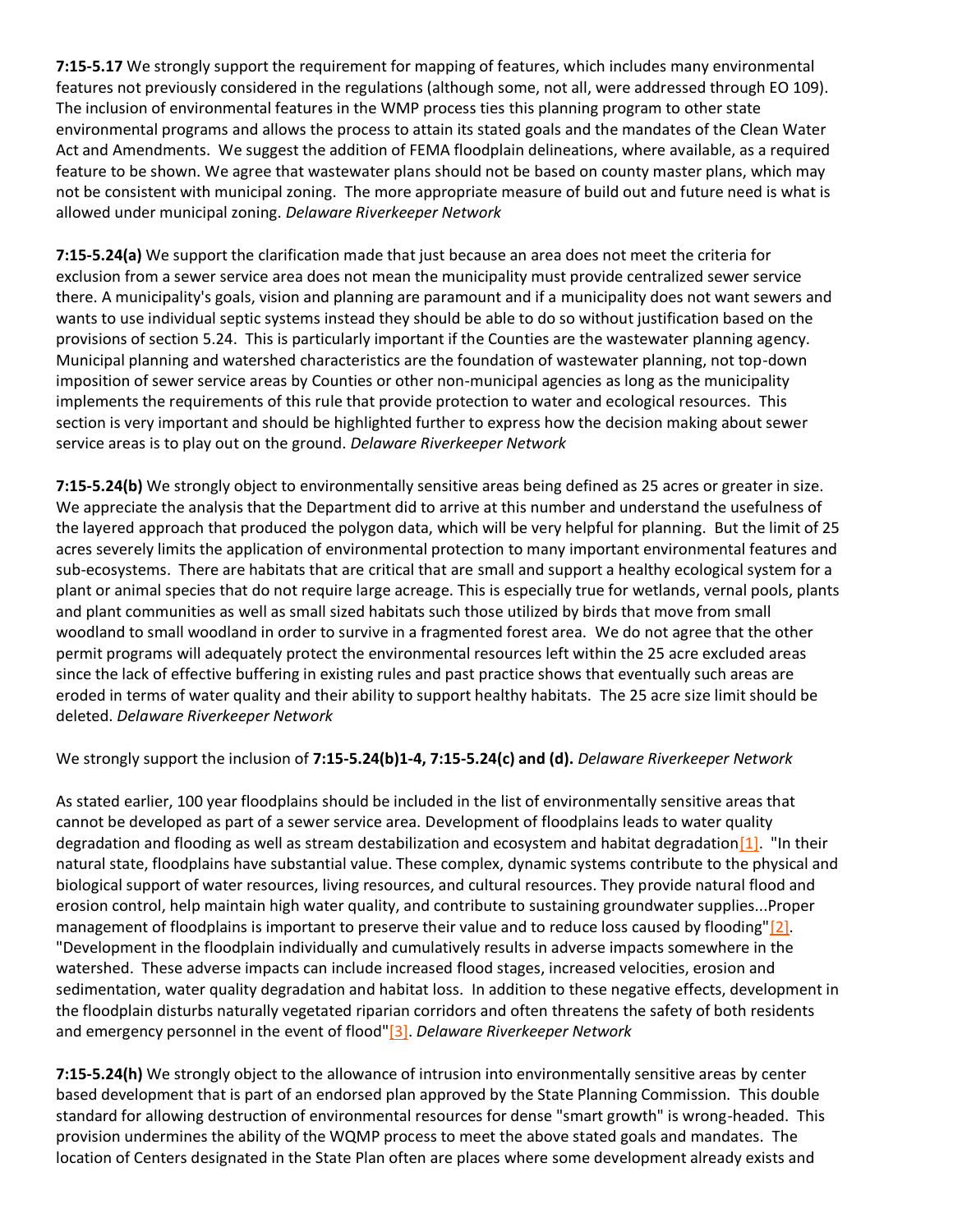**7:15-5.17** We strongly support the requirement for mapping of features, which includes many environmental features not previously considered in the regulations (although some, not all, were addressed through EO 109). The inclusion of environmental features in the WMP process ties this planning program to other state environmental programs and allows the process to attain its stated goals and the mandates of the Clean Water Act and Amendments. We suggest the addition of FEMA floodplain delineations, where available, as a required feature to be shown. We agree that wastewater plans should not be based on county master plans, which may not be consistent with municipal zoning. The more appropriate measure of build out and future need is what is allowed under municipal zoning. *Delaware Riverkeeper Network*

**7:15-5.24(a)** We support the clarification made that just because an area does not meet the criteria for exclusion from a sewer service area does not mean the municipality must provide centralized sewer service there. A municipality's goals, vision and planning are paramount and if a municipality does not want sewers and wants to use individual septic systems instead they should be able to do so without justification based on the provisions of section 5.24. This is particularly important if the Counties are the wastewater planning agency. Municipal planning and watershed characteristics are the foundation of wastewater planning, not top-down imposition of sewer service areas by Counties or other non-municipal agencies as long as the municipality implements the requirements of this rule that provide protection to water and ecological resources. This section is very important and should be highlighted further to express how the decision making about sewer service areas is to play out on the ground. *Delaware Riverkeeper Network*

**7:15-5.24(b)** We strongly object to environmentally sensitive areas being defined as 25 acres or greater in size. We appreciate the analysis that the Department did to arrive at this number and understand the usefulness of the layered approach that produced the polygon data, which will be very helpful for planning. But the limit of 25 acres severely limits the application of environmental protection to many important environmental features and sub-ecosystems. There are habitats that are critical that are small and support a healthy ecological system for a plant or animal species that do not require large acreage. This is especially true for wetlands, vernal pools, plants and plant communities as well as small sized habitats such those utilized by birds that move from small woodland to small woodland in order to survive in a fragmented forest area. We do not agree that the other permit programs will adequately protect the environmental resources left within the 25 acre excluded areas since the lack of effective buffering in existing rules and past practice shows that eventually such areas are eroded in terms of water quality and their ability to support healthy habitats. The 25 acre size limit should be deleted. *Delaware Riverkeeper Network*

We strongly support the inclusion of **7:15-5.24(b)1-4, 7:15-5.24(c) and (d).** *Delaware Riverkeeper Network*

As stated earlier, 100 year floodplains should be included in the list of environmentally sensitive areas that cannot be developed as part of a sewer service area. Development of floodplains leads to water quality degradation and flooding as well as stream destabilization and ecosystem and habitat degradation[1]. "In their natural state, floodplains have substantial value. These complex, dynamic systems contribute to the physical and biological support of water resources, living resources, and cultural resources. They provide natural flood and erosion control, help maintain high water quality, and contribute to sustaining groundwater supplies...Proper management of floodplains is important to preserve their value and to reduce loss caused by flooding"[2]. "Development in the floodplain individually and cumulatively results in adverse impacts somewhere in the watershed. These adverse impacts can include increased flood stages, increased velocities, erosion and sedimentation, water quality degradation and habitat loss. In addition to these negative effects, development in the floodplain disturbs naturally vegetated riparian corridors and often threatens the safety of both residents and emergency personnel in the event of flood"[3]. *Delaware Riverkeeper Network*

**7:15-5.24(h)** We strongly object to the allowance of intrusion into environmentally sensitive areas by center based development that is part of an endorsed plan approved by the State Planning Commission. This double standard for allowing destruction of environmental resources for dense "smart growth" is wrong-headed. This provision undermines the ability of the WQMP process to meet the above stated goals and mandates. The location of Centers designated in the State Plan often are places where some development already exists and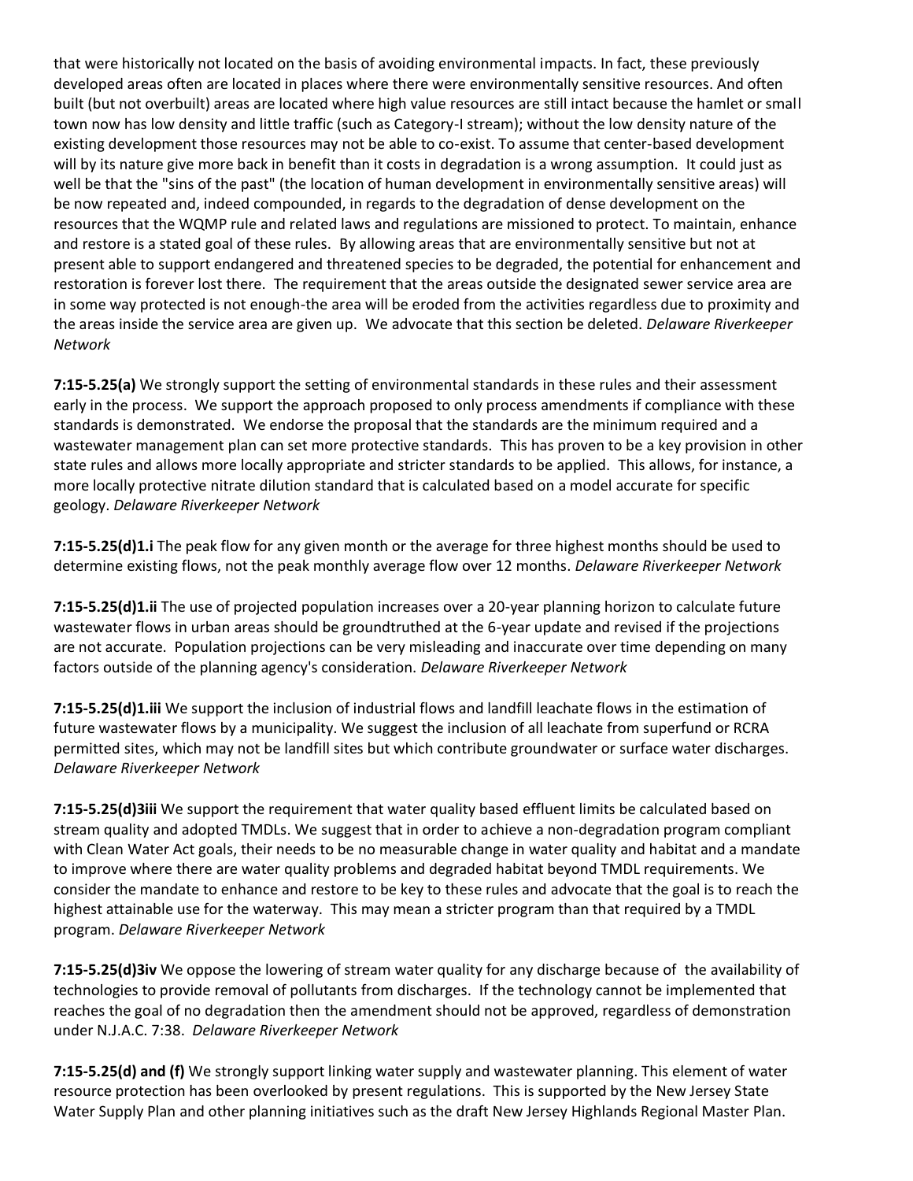that were historically not located on the basis of avoiding environmental impacts. In fact, these previously developed areas often are located in places where there were environmentally sensitive resources. And often built (but not overbuilt) areas are located where high value resources are still intact because the hamlet or small town now has low density and little traffic (such as Category-I stream); without the low density nature of the existing development those resources may not be able to co-exist. To assume that center-based development will by its nature give more back in benefit than it costs in degradation is a wrong assumption. It could just as well be that the "sins of the past" (the location of human development in environmentally sensitive areas) will be now repeated and, indeed compounded, in regards to the degradation of dense development on the resources that the WQMP rule and related laws and regulations are missioned to protect. To maintain, enhance and restore is a stated goal of these rules. By allowing areas that are environmentally sensitive but not at present able to support endangered and threatened species to be degraded, the potential for enhancement and restoration is forever lost there. The requirement that the areas outside the designated sewer service area are in some way protected is not enough-the area will be eroded from the activities regardless due to proximity and the areas inside the service area are given up. We advocate that this section be deleted. *Delaware Riverkeeper Network*

**7:15-5.25(a)** We strongly support the setting of environmental standards in these rules and their assessment early in the process. We support the approach proposed to only process amendments if compliance with these standards is demonstrated. We endorse the proposal that the standards are the minimum required and a wastewater management plan can set more protective standards. This has proven to be a key provision in other state rules and allows more locally appropriate and stricter standards to be applied. This allows, for instance, a more locally protective nitrate dilution standard that is calculated based on a model accurate for specific geology. *Delaware Riverkeeper Network*

**7:15-5.25(d)1.i** The peak flow for any given month or the average for three highest months should be used to determine existing flows, not the peak monthly average flow over 12 months. *Delaware Riverkeeper Network*

**7:15-5.25(d)1.ii** The use of projected population increases over a 20-year planning horizon to calculate future wastewater flows in urban areas should be groundtruthed at the 6-year update and revised if the projections are not accurate. Population projections can be very misleading and inaccurate over time depending on many factors outside of the planning agency's consideration. *Delaware Riverkeeper Network*

**7:15-5.25(d)1.iii** We support the inclusion of industrial flows and landfill leachate flows in the estimation of future wastewater flows by a municipality. We suggest the inclusion of all leachate from superfund or RCRA permitted sites, which may not be landfill sites but which contribute groundwater or surface water discharges. *Delaware Riverkeeper Network*

**7:15-5.25(d)3iii** We support the requirement that water quality based effluent limits be calculated based on stream quality and adopted TMDLs. We suggest that in order to achieve a non-degradation program compliant with Clean Water Act goals, their needs to be no measurable change in water quality and habitat and a mandate to improve where there are water quality problems and degraded habitat beyond TMDL requirements. We consider the mandate to enhance and restore to be key to these rules and advocate that the goal is to reach the highest attainable use for the waterway. This may mean a stricter program than that required by a TMDL program. *Delaware Riverkeeper Network*

**7:15-5.25(d)3iv** We oppose the lowering of stream water quality for any discharge because of the availability of technologies to provide removal of pollutants from discharges. If the technology cannot be implemented that reaches the goal of no degradation then the amendment should not be approved, regardless of demonstration under N.J.A.C. 7:38. *Delaware Riverkeeper Network*

**7:15-5.25(d) and (f)** We strongly support linking water supply and wastewater planning. This element of water resource protection has been overlooked by present regulations. This is supported by the New Jersey State Water Supply Plan and other planning initiatives such as the draft New Jersey Highlands Regional Master Plan.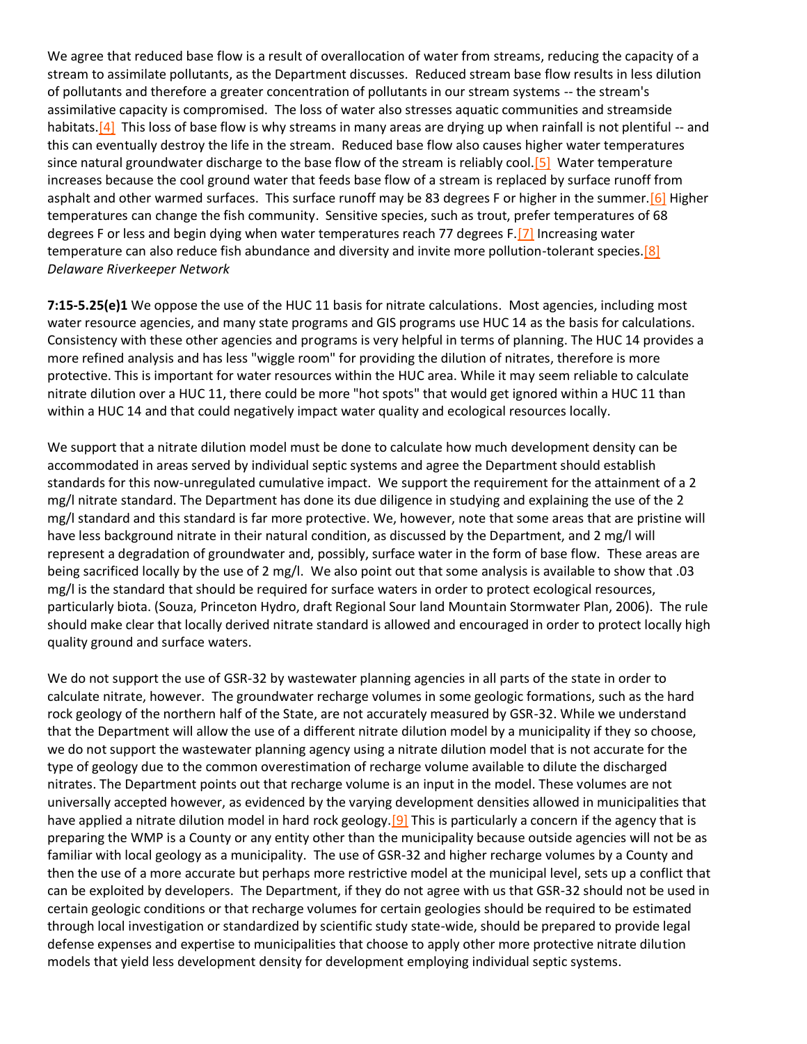We agree that reduced base flow is a result of overallocation of water from streams, reducing the capacity of a stream to assimilate pollutants, as the Department discusses. Reduced stream base flow results in less dilution of pollutants and therefore a greater concentration of pollutants in our stream systems -- the stream's assimilative capacity is compromised. The loss of water also stresses aquatic communities and streamside habitats.[4] This loss of base flow is why streams in many areas are drying up when rainfall is not plentiful -- and this can eventually destroy the life in the stream. Reduced base flow also causes higher water temperatures since natural groundwater discharge to the base flow of the stream is reliably cool.[5] Water temperature increases because the cool ground water that feeds base flow of a stream is replaced by surface runoff from asphalt and other warmed surfaces. This surface runoff may be 83 degrees F or higher in the summer.[6] Higher temperatures can change the fish community. Sensitive species, such as trout, prefer temperatures of 68 degrees F or less and begin dying when water temperatures reach 77 degrees F.[7] Increasing water temperature can also reduce fish abundance and diversity and invite more pollution-tolerant species.[8]
*Delaware Riverkeeper Network*

**7:15-5.25(e)1** We oppose the use of the HUC 11 basis for nitrate calculations. Most agencies, including most water resource agencies, and many state programs and GIS programs use HUC 14 as the basis for calculations. Consistency with these other agencies and programs is very helpful in terms of planning. The HUC 14 provides a more refined analysis and has less "wiggle room" for providing the dilution of nitrates, therefore is more protective. This is important for water resources within the HUC area. While it may seem reliable to calculate nitrate dilution over a HUC 11, there could be more "hot spots" that would get ignored within a HUC 11 than within a HUC 14 and that could negatively impact water quality and ecological resources locally.

We support that a nitrate dilution model must be done to calculate how much development density can be accommodated in areas served by individual septic systems and agree the Department should establish standards for this now-unregulated cumulative impact. We support the requirement for the attainment of a 2 mg/l nitrate standard. The Department has done its due diligence in studying and explaining the use of the 2 mg/l standard and this standard is far more protective. We, however, note that some areas that are pristine will have less background nitrate in their natural condition, as discussed by the Department, and 2 mg/l will represent a degradation of groundwater and, possibly, surface water in the form of base flow. These areas are being sacrificed locally by the use of 2 mg/l. We also point out that some analysis is available to show that .03 mg/l is the standard that should be required for surface waters in order to protect ecological resources, particularly biota. (Souza, Princeton Hydro, draft Regional Sour land Mountain Stormwater Plan, 2006). The rule should make clear that locally derived nitrate standard is allowed and encouraged in order to protect locally high quality ground and surface waters.

We do not support the use of GSR-32 by wastewater planning agencies in all parts of the state in order to calculate nitrate, however. The groundwater recharge volumes in some geologic formations, such as the hard rock geology of the northern half of the State, are not accurately measured by GSR-32. While we understand that the Department will allow the use of a different nitrate dilution model by a municipality if they so choose, we do not support the wastewater planning agency using a nitrate dilution model that is not accurate for the type of geology due to the common overestimation of recharge volume available to dilute the discharged nitrates. The Department points out that recharge volume is an input in the model. These volumes are not universally accepted however, as evidenced by the varying development densities allowed in municipalities that have applied a nitrate dilution model in hard rock geology.[9] This is particularly a concern if the agency that is preparing the WMP is a County or any entity other than the municipality because outside agencies will not be as familiar with local geology as a municipality. The use of GSR-32 and higher recharge volumes by a County and then the use of a more accurate but perhaps more restrictive model at the municipal level, sets up a conflict that can be exploited by developers. The Department, if they do not agree with us that GSR-32 should not be used in certain geologic conditions or that recharge volumes for certain geologies should be required to be estimated through local investigation or standardized by scientific study state-wide, should be prepared to provide legal defense expenses and expertise to municipalities that choose to apply other more protective nitrate dilution models that yield less development density for development employing individual septic systems.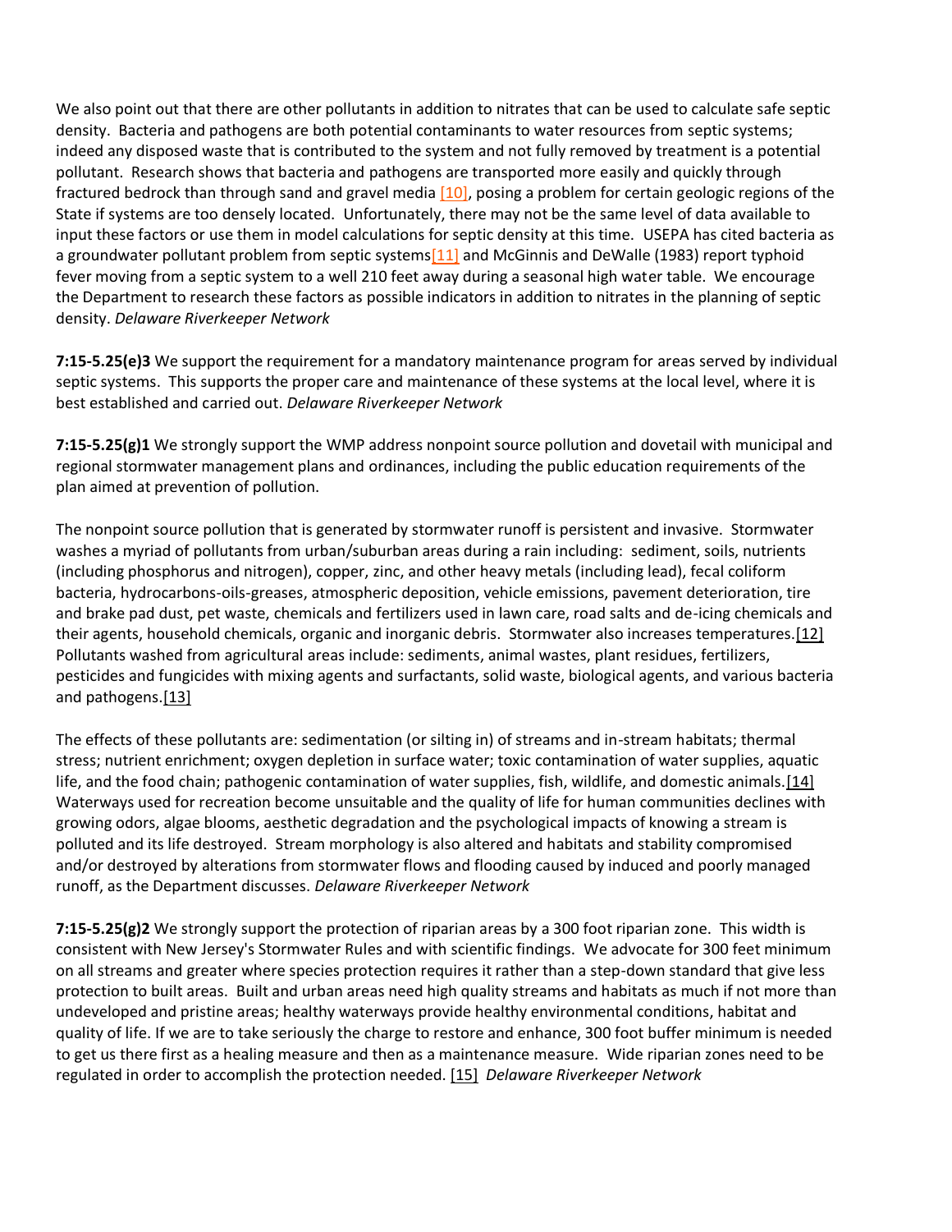We also point out that there are other pollutants in addition to nitrates that can be used to calculate safe septic density. Bacteria and pathogens are both potential contaminants to water resources from septic systems; indeed any disposed waste that is contributed to the system and not fully removed by treatment is a potential pollutant. Research shows that bacteria and pathogens are transported more easily and quickly through fractured bedrock than through sand and gravel media [10], posing a problem for certain geologic regions of the State if systems are too densely located. Unfortunately, there may not be the same level of data available to input these factors or use them in model calculations for septic density at this time. USEPA has cited bacteria as a groundwater pollutant problem from septic systems[11] and McGinnis and DeWalle (1983) report typhoid fever moving from a septic system to a well 210 feet away during a seasonal high water table. We encourage the Department to research these factors as possible indicators in addition to nitrates in the planning of septic density. *Delaware Riverkeeper Network*

**7:15-5.25(e)3** We support the requirement for a mandatory maintenance program for areas served by individual septic systems. This supports the proper care and maintenance of these systems at the local level, where it is best established and carried out. *Delaware Riverkeeper Network*

**7:15-5.25(g)1** We strongly support the WMP address nonpoint source pollution and dovetail with municipal and regional stormwater management plans and ordinances, including the public education requirements of the plan aimed at prevention of pollution.

The nonpoint source pollution that is generated by stormwater runoff is persistent and invasive. Stormwater washes a myriad of pollutants from urban/suburban areas during a rain including: sediment, soils, nutrients (including phosphorus and nitrogen), copper, zinc, and other heavy metals (including lead), fecal coliform bacteria, hydrocarbons-oils-greases, atmospheric deposition, vehicle emissions, pavement deterioration, tire and brake pad dust, pet waste, chemicals and fertilizers used in lawn care, road salts and de-icing chemicals and their agents, household chemicals, organic and inorganic debris. Stormwater also increases temperatures.[12] Pollutants washed from agricultural areas include: sediments, animal wastes, plant residues, fertilizers, pesticides and fungicides with mixing agents and surfactants, solid waste, biological agents, and various bacteria and pathogens.[13]

The effects of these pollutants are: sedimentation (or silting in) of streams and in-stream habitats; thermal stress; nutrient enrichment; oxygen depletion in surface water; toxic contamination of water supplies, aquatic life, and the food chain; pathogenic contamination of water supplies, fish, wildlife, and domestic animals.[14] Waterways used for recreation become unsuitable and the quality of life for human communities declines with growing odors, algae blooms, aesthetic degradation and the psychological impacts of knowing a stream is polluted and its life destroyed. Stream morphology is also altered and habitats and stability compromised and/or destroyed by alterations from stormwater flows and flooding caused by induced and poorly managed runoff, as the Department discusses. *Delaware Riverkeeper Network*

**7:15-5.25(g)2** We strongly support the protection of riparian areas by a 300 foot riparian zone. This width is consistent with New Jersey's Stormwater Rules and with scientific findings. We advocate for 300 feet minimum on all streams and greater where species protection requires it rather than a step-down standard that give less protection to built areas. Built and urban areas need high quality streams and habitats as much if not more than undeveloped and pristine areas; healthy waterways provide healthy environmental conditions, habitat and quality of life. If we are to take seriously the charge to restore and enhance, 300 foot buffer minimum is needed to get us there first as a healing measure and then as a maintenance measure. Wide riparian zones need to be regulated in order to accomplish the protection needed. [15] *Delaware Riverkeeper Network*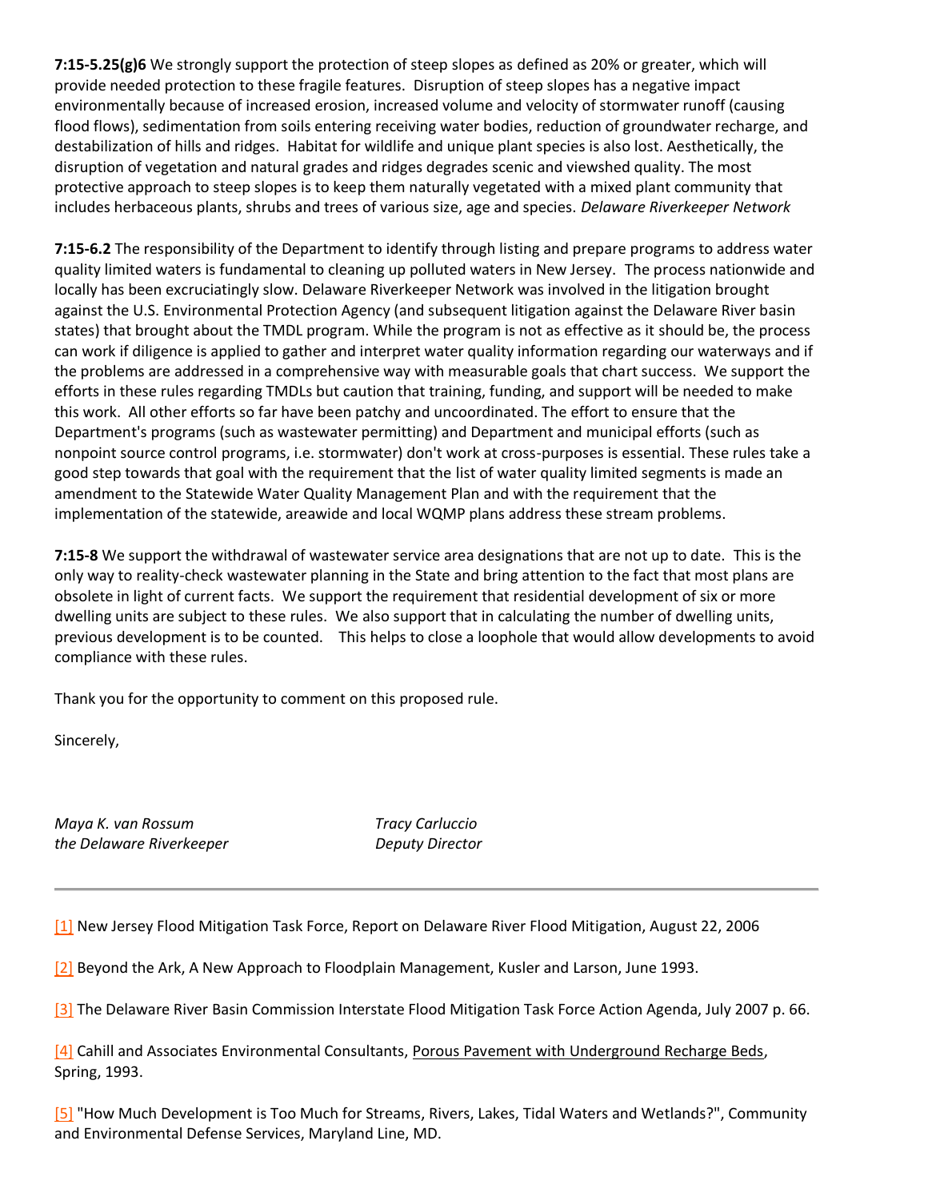**7:15-5.25(g)6** We strongly support the protection of steep slopes as defined as 20% or greater, which will provide needed protection to these fragile features. Disruption of steep slopes has a negative impact environmentally because of increased erosion, increased volume and velocity of stormwater runoff (causing flood flows), sedimentation from soils entering receiving water bodies, reduction of groundwater recharge, and destabilization of hills and ridges. Habitat for wildlife and unique plant species is also lost. Aesthetically, the disruption of vegetation and natural grades and ridges degrades scenic and viewshed quality. The most protective approach to steep slopes is to keep them naturally vegetated with a mixed plant community that includes herbaceous plants, shrubs and trees of various size, age and species. *Delaware Riverkeeper Network*

**7:15-6.2** The responsibility of the Department to identify through listing and prepare programs to address water quality limited waters is fundamental to cleaning up polluted waters in New Jersey. The process nationwide and locally has been excruciatingly slow. Delaware Riverkeeper Network was involved in the litigation brought against the U.S. Environmental Protection Agency (and subsequent litigation against the Delaware River basin states) that brought about the TMDL program. While the program is not as effective as it should be, the process can work if diligence is applied to gather and interpret water quality information regarding our waterways and if the problems are addressed in a comprehensive way with measurable goals that chart success. We support the efforts in these rules regarding TMDLs but caution that training, funding, and support will be needed to make this work. All other efforts so far have been patchy and uncoordinated. The effort to ensure that the Department's programs (such as wastewater permitting) and Department and municipal efforts (such as nonpoint source control programs, i.e. stormwater) don't work at cross-purposes is essential. These rules take a good step towards that goal with the requirement that the list of water quality limited segments is made an amendment to the Statewide Water Quality Management Plan and with the requirement that the implementation of the statewide, areawide and local WQMP plans address these stream problems.

**7:15-8** We support the withdrawal of wastewater service area designations that are not up to date. This is the only way to reality-check wastewater planning in the State and bring attention to the fact that most plans are obsolete in light of current facts. We support the requirement that residential development of six or more dwelling units are subject to these rules. We also support that in calculating the number of dwelling units, previous development is to be counted. This helps to close a loophole that would allow developments to avoid compliance with these rules.

Thank you for the opportunity to comment on this proposed rule.

Sincerely,

*Maya K. van Rossum*
*the Delaware Riverkeeper*

*Tracy Carluccio*
*Deputy Director*

---

[1] New Jersey Flood Mitigation Task Force, Report on Delaware River Flood Mitigation, August 22, 2006

[2] Beyond the Ark, A New Approach to Floodplain Management, Kusler and Larson, June 1993.

[3] The Delaware River Basin Commission Interstate Flood Mitigation Task Force Action Agenda, July 2007 p. 66.

[4] Cahill and Associates Environmental Consultants, Porous Pavement with Underground Recharge Beds, Spring, 1993.

[5] "How Much Development is Too Much for Streams, Rivers, Lakes, Tidal Waters and Wetlands?", Community and Environmental Defense Services, Maryland Line, MD.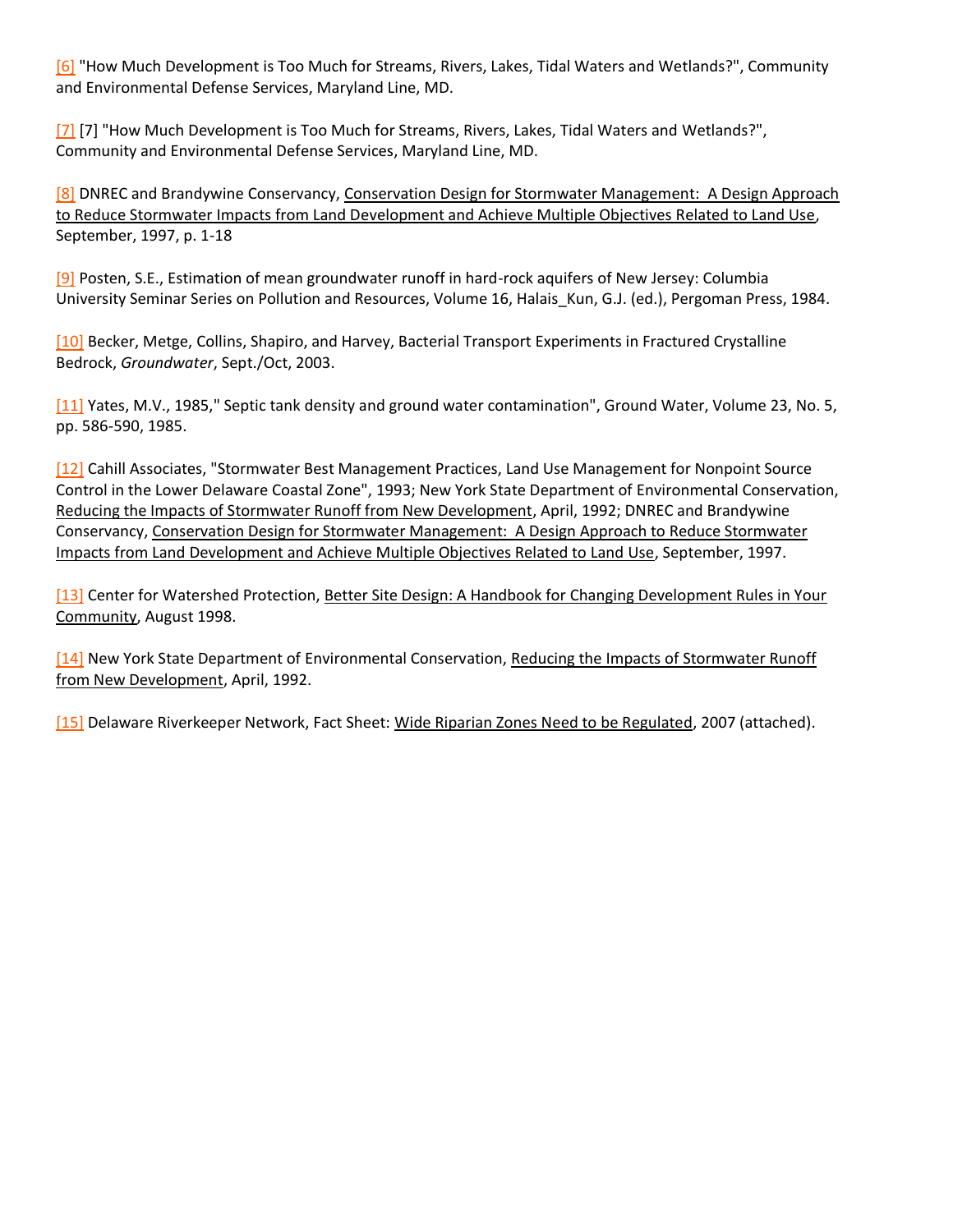[6] "How Much Development is Too Much for Streams, Rivers, Lakes, Tidal Waters and Wetlands?", Community and Environmental Defense Services, Maryland Line, MD.

[7] [7] "How Much Development is Too Much for Streams, Rivers, Lakes, Tidal Waters and Wetlands?", Community and Environmental Defense Services, Maryland Line, MD.

[8] DNREC and Brandywine Conservancy, Conservation Design for Stormwater Management: A Design Approach to Reduce Stormwater Impacts from Land Development and Achieve Multiple Objectives Related to Land Use, September, 1997, p. 1-18

[9] Posten, S.E., Estimation of mean groundwater runoff in hard-rock aquifers of New Jersey: Columbia University Seminar Series on Pollution and Resources, Volume 16, Halais_Kun, G.J. (ed.), Pergoman Press, 1984.

[10] Becker, Metge, Collins, Shapiro, and Harvey, Bacterial Transport Experiments in Fractured Crystalline Bedrock, *Groundwater*, Sept./Oct, 2003.

[11] Yates, M.V., 1985," Septic tank density and ground water contamination", Ground Water, Volume 23, No. 5, pp. 586-590, 1985.

[12] Cahill Associates, "Stormwater Best Management Practices, Land Use Management for Nonpoint Source Control in the Lower Delaware Coastal Zone", 1993; New York State Department of Environmental Conservation, Reducing the Impacts of Stormwater Runoff from New Development, April, 1992; DNREC and Brandywine Conservancy, Conservation Design for Stormwater Management: A Design Approach to Reduce Stormwater Impacts from Land Development and Achieve Multiple Objectives Related to Land Use, September, 1997.

[13] Center for Watershed Protection, Better Site Design: A Handbook for Changing Development Rules in Your Community, August 1998.

[14] New York State Department of Environmental Conservation, Reducing the Impacts of Stormwater Runoff from New Development, April, 1992.

[15] Delaware Riverkeeper Network, Fact Sheet: Wide Riparian Zones Need to be Regulated, 2007 (attached).